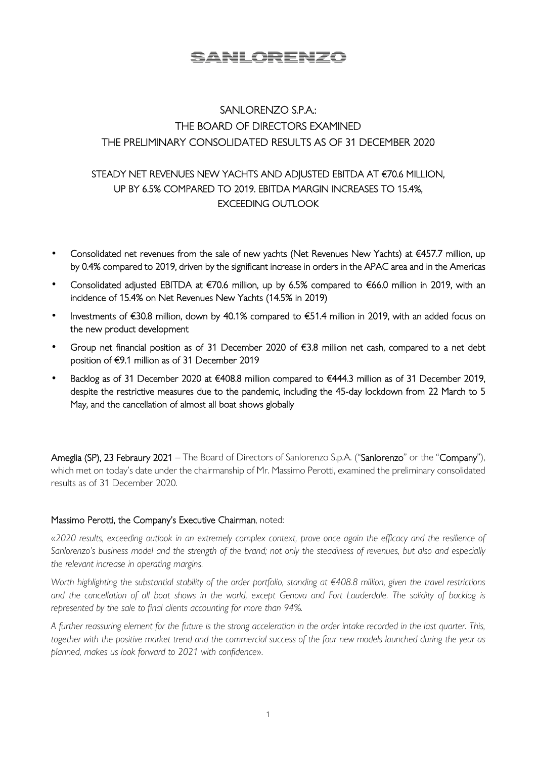# SANLORENZO

## SANLORENZO S.P.A.: THE BOARD OF DIRECTORS EXAMINED THE PRELIMINARY CONSOLIDATED RESULTS AS OF 31 DECEMBER 2020

### STEADY NET REVENUES NEW YACHTS AND ADJUSTED EBITDA AT €70.6 MILLION, UP BY 6.5% COMPARED TO 2019. EBITDA MARGIN INCREASES TO 15.4%, EXCEEDING OUTLOOK

- Consolidated net revenues from the sale of new yachts (Net Revenues New Yachts) at €457.7 million, up by 0.4% compared to 2019, driven by the significant increase in orders in the APAC area and in the Americas
- Consolidated adjusted EBITDA at €70.6 million, up by 6.5% compared to €66.0 million in 2019, with an incidence of 15.4% on Net Revenues New Yachts (14.5% in 2019)
- Investments of €30.8 million, down by 40.1% compared to €51.4 million in 2019, with an added focus on the new product development
- Group net financial position as of 31 December 2020 of €3.8 million net cash, compared to a net debt position of €9.1 million as of 31 December 2019
- Backlog as of 31 December 2020 at €408.8 million compared to €444.3 million as of 31 December 2019, despite the restrictive measures due to the pandemic, including the 45-day lockdown from 22 March to 5 May, and the cancellation of almost all boat shows globally

**Ameglia (SP), 23 Febraury 2021** – The Board of Directors of Sanlorenzo S.p.A. ("**Sanlorenzo**" or the "**Company**"), which met on today's date under the chairmanship of Mr. Massimo Perotti, examined the preliminary consolidated results as of 31 December 2020.

**Massimo Perotti, the Company's Executive Chairman**, noted:

«*2020 results, exceeding outlook in an extremely complex context, prove once again the efficacy and the resilience of Sanlorenzo's business model and the strength of the brand; not only the steadiness of revenues, but also and especially the relevant increase in operating margins.*

*Worth highlighting the substantial stability of the order portfolio, standing at €408.8 million, given the travel restrictions and the cancellation of all boat shows in the world, except Genova and Fort Lauderdale. The solidity of backlog is represented by the sale to final clients accounting for more than 94%.*

*A further reassuring element for the future is the strong acceleration in the order intake recorded in the last quarter. This, together with the positive market trend and the commercial success of the four new models launched during the year as planned, makes us look forward to 2021 with confidence*».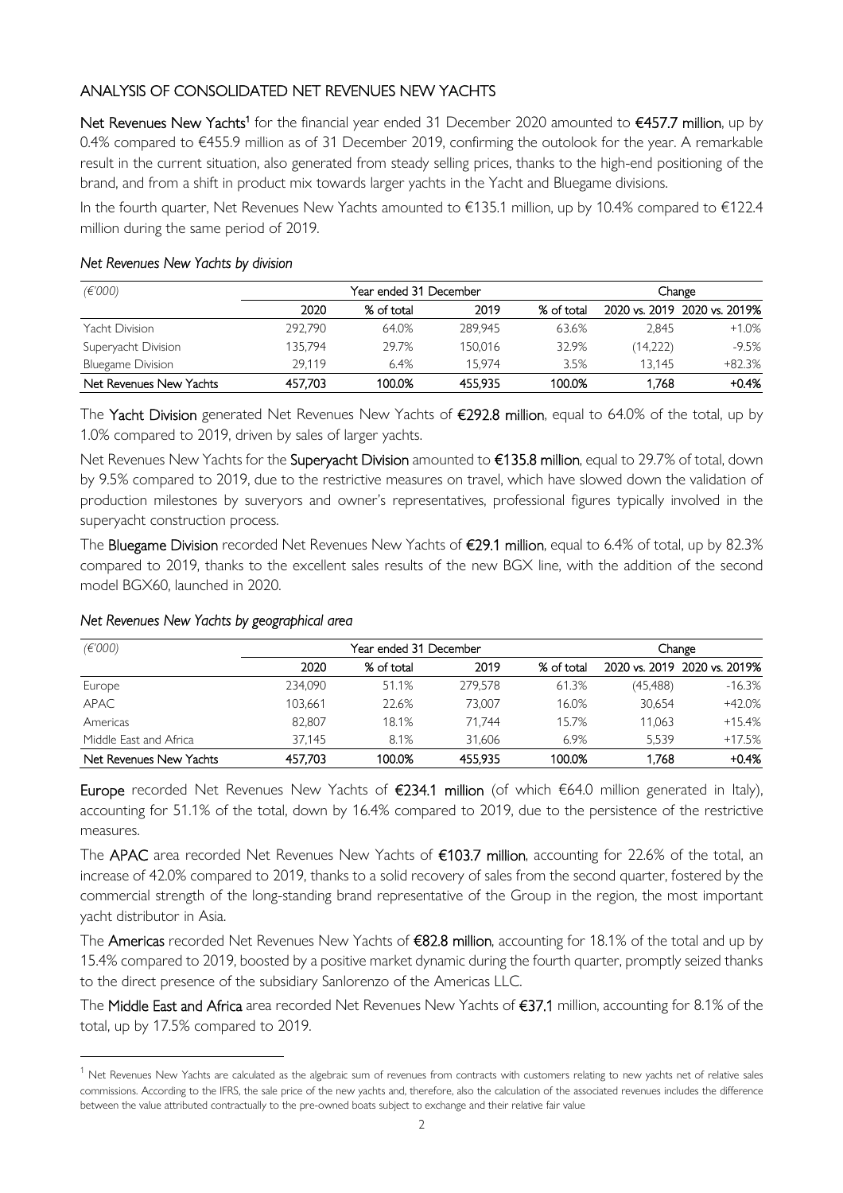## ANALYSIS OF CONSOLIDATED NET REVENUES NEW YACHTS

**Net Revenues New Yachts**[1] for the financial year ended 31 December 2020 amounted to **€457.7 million**, up by 0.4% compared to €455.9 million as of 31 December 2019, confirming the outolook for the year. A remarkable result in the current situation, also generated from steady selling prices, thanks to the high-end positioning of the brand, and from a shift in product mix towards larger yachts in the Yacht and Bluegame divisions.

In the fourth quarter, Net Revenues New Yachts amounted to €135.1 million, up by 10.4% compared to €122.4 million during the same period of 2019.

*Net Revenues New Yachts by division*

| *(€'000)* | Year ended 31 December | | | | Change | |
|---|---|---|---|---|---|---|
| | 2020 | % of total | 2019 | % of total | 2020 vs. 2019 | 2020 vs. 2019% |
| Yacht Division | 292,790 | 64.0% | 289,945 | 63.6% | 2,845 | +1.0% |
| Superyacht Division | 135,794 | 29.7% | 150,016 | 32.9% | (14,222) | -9.5% |
| Bluegame Division | 29,119 | 6.4% | 15,974 | 3.5% | 13,145 | +82.3% |
| Net Revenues New Yachts | 457,703 | 100.0% | 455,935 | 100.0% | 1,768 | +0.4% |

The **Yacht Division** generated Net Revenues New Yachts of **€292.8 million**, equal to 64.0% of the total, up by 1.0% compared to 2019, driven by sales of larger yachts.

Net Revenues New Yachts for the **Superyacht Division** amounted to **€135.8 million**, equal to 29.7% of total, down by 9.5% compared to 2019, due to the restrictive measures on travel, which have slowed down the validation of production milestones by suveryors and owner's representatives, professional figures typically involved in the superyacht construction process.

The **Bluegame Division** recorded Net Revenues New Yachts of **€29.1 million**, equal to 6.4% of total, up by 82.3% compared to 2019, thanks to the excellent sales results of the new BGX line, with the addition of the second model BGX60, launched in 2020.

*Net Revenues New Yachts by geographical area*

| *(€'000)* | Year ended 31 December | | | | Change | |
|---|---|---|---|---|---|---|
| | 2020 | % of total | 2019 | % of total | 2020 vs. 2019 | 2020 vs. 2019% |
| Europe | 234,090 | 51.1% | 279,578 | 61.3% | (45,488) | -16.3% |
| APAC | 103,661 | 22.6% | 73,007 | 16.0% | 30,654 | +42.0% |
| Americas | 82,807 | 18.1% | 71,744 | 15.7% | 11,063 | +15.4% |
| Middle East and Africa | 37,145 | 8.1% | 31,606 | 6.9% | 5,539 | +17.5% |
| Net Revenues New Yachts | 457,703 | 100.0% | 455,935 | 100.0% | 1,768 | +0.4% |

**Europe** recorded Net Revenues New Yachts of **€234.1 million** (of which €64.0 million generated in Italy), accounting for 51.1% of the total, down by 16.4% compared to 2019, due to the persistence of the restrictive measures.

The **APAC** area recorded Net Revenues New Yachts of **€103.7 million**, accounting for 22.6% of the total, an increase of 42.0% compared to 2019, thanks to a solid recovery of sales from the second quarter, fostered by the commercial strength of the long-standing brand representative of the Group in the region, the most important yacht distributor in Asia.

The **Americas** recorded Net Revenues New Yachts of **€82.8 million**, accounting for 18.1% of the total and up by 15.4% compared to 2019, boosted by a positive market dynamic during the fourth quarter, promptly seized thanks to the direct presence of the subsidiary Sanlorenzo of the Americas LLC.

The **Middle East and Africa** area recorded Net Revenues New Yachts of **€37.1** million, accounting for 8.1% of the total, up by 17.5% compared to 2019.

[1] Net Revenues New Yachts are calculated as the algebraic sum of revenues from contracts with customers relating to new yachts net of relative sales commissions. According to the IFRS, the sale price of the new yachts and, therefore, also the calculation of the associated revenues includes the difference between the value attributed contractually to the pre-owned boats subject to exchange and their relative fair value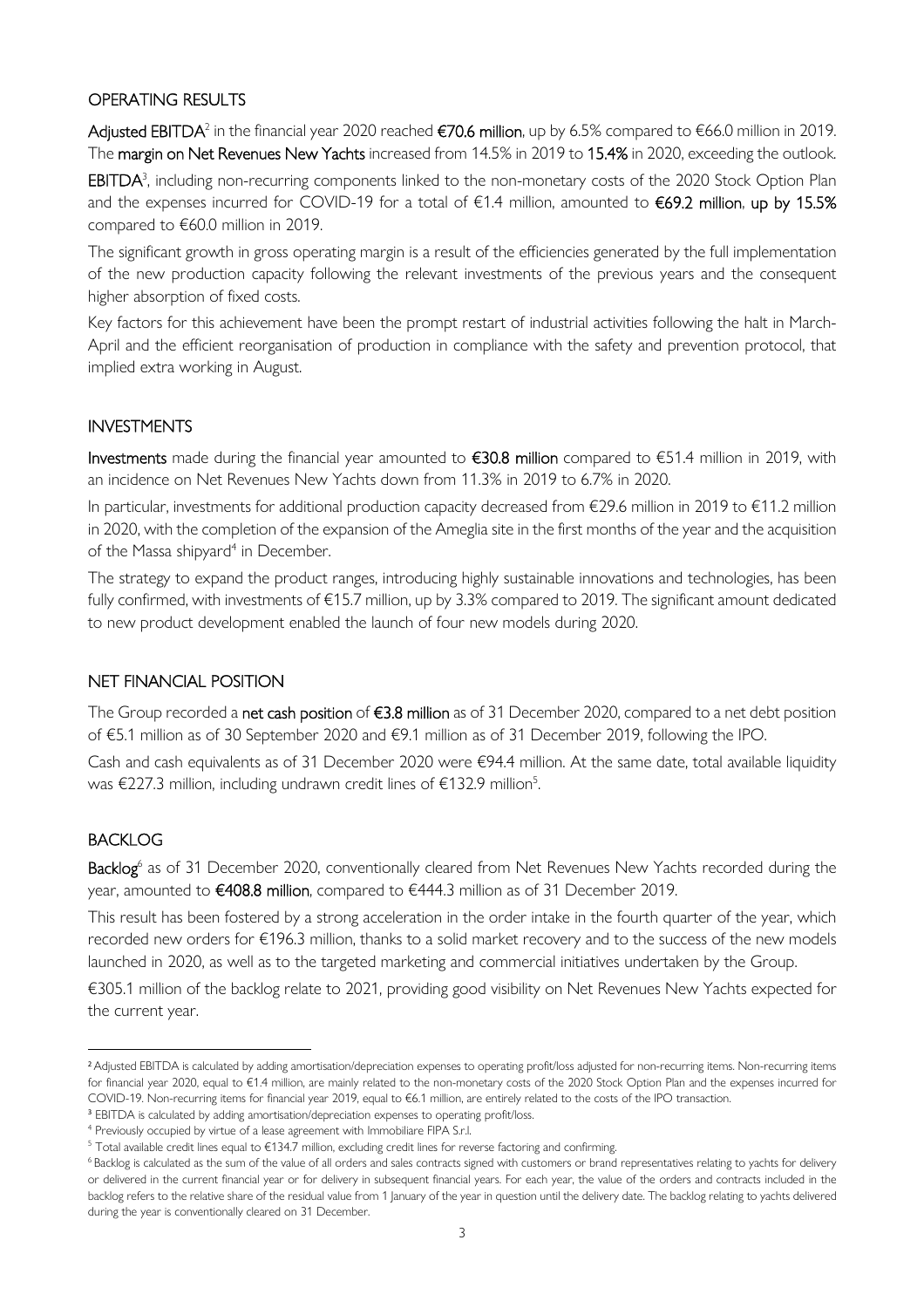## OPERATING RESULTS

**Adjusted EBITDA**[2] in the financial year 2020 reached **€70.6 million**, up by 6.5% compared to €66.0 million in 2019. The **margin on Net Revenues New Yachts** increased from 14.5% in 2019 to **15.4%** in 2020, exceeding the outlook.

**EBITDA**[3], including non-recurring components linked to the non-monetary costs of the 2020 Stock Option Plan and the expenses incurred for COVID-19 for a total of €1.4 million, amounted to **€69.2 million**, **up by 15.5%** compared to €60.0 million in 2019.

The significant growth in gross operating margin is a result of the efficiencies generated by the full implementation of the new production capacity following the relevant investments of the previous years and the consequent higher absorption of fixed costs.

Key factors for this achievement have been the prompt restart of industrial activities following the halt in March-April and the efficient reorganisation of production in compliance with the safety and prevention protocol, that implied extra working in August.

## INVESTMENTS

**Investments** made during the financial year amounted to **€30.8 million** compared to €51.4 million in 2019, with an incidence on Net Revenues New Yachts down from 11.3% in 2019 to 6.7% in 2020.

In particular, investments for additional production capacity decreased from €29.6 million in 2019 to €11.2 million in 2020, with the completion of the expansion of the Ameglia site in the first months of the year and the acquisition of the Massa shipyard[4] in December.

The strategy to expand the product ranges, introducing highly sustainable innovations and technologies, has been fully confirmed, with investments of €15.7 million, up by 3.3% compared to 2019. The significant amount dedicated to new product development enabled the launch of four new models during 2020.

## NET FINANCIAL POSITION

The Group recorded a **net cash position** of **€3.8 million** as of 31 December 2020, compared to a net debt position of €5.1 million as of 30 September 2020 and €9.1 million as of 31 December 2019, following the IPO.

Cash and cash equivalents as of 31 December 2020 were €94.4 million. At the same date, total available liquidity was €227.3 million, including undrawn credit lines of €132.9 million[5].

## BACKLOG

**Backlog**[6] as of 31 December 2020, conventionally cleared from Net Revenues New Yachts recorded during the year, amounted to **€408.8 million**, compared to €444.3 million as of 31 December 2019.

This result has been fostered by a strong acceleration in the order intake in the fourth quarter of the year, which recorded new orders for €196.3 million, thanks to a solid market recovery and to the success of the new models launched in 2020, as well as to the targeted marketing and commercial initiatives undertaken by the Group.

€305.1 million of the backlog relate to 2021, providing good visibility on Net Revenues New Yachts expected for the current year.

---

[2] Adjusted EBITDA is calculated by adding amortisation/depreciation expenses to operating profit/loss adjusted for non-recurring items. Non-recurring items for financial year 2020, equal to €1.4 million, are mainly related to the non-monetary costs of the 2020 Stock Option Plan and the expenses incurred for COVID-19. Non-recurring items for financial year 2019, equal to €6.1 million, are entirely related to the costs of the IPO transaction.

[3] EBITDA is calculated by adding amortisation/depreciation expenses to operating profit/loss.

[4] Previously occupied by virtue of a lease agreement with Immobiliare FIPA S.r.l.

[5] Total available credit lines equal to €134.7 million, excluding credit lines for reverse factoring and confirming.

[6] Backlog is calculated as the sum of the value of all orders and sales contracts signed with customers or brand representatives relating to yachts for delivery or delivered in the current financial year or for delivery in subsequent financial years. For each year, the value of the orders and contracts included in the backlog refers to the relative share of the residual value from 1 January of the year in question until the delivery date. The backlog relating to yachts delivered during the year is conventionally cleared on 31 December.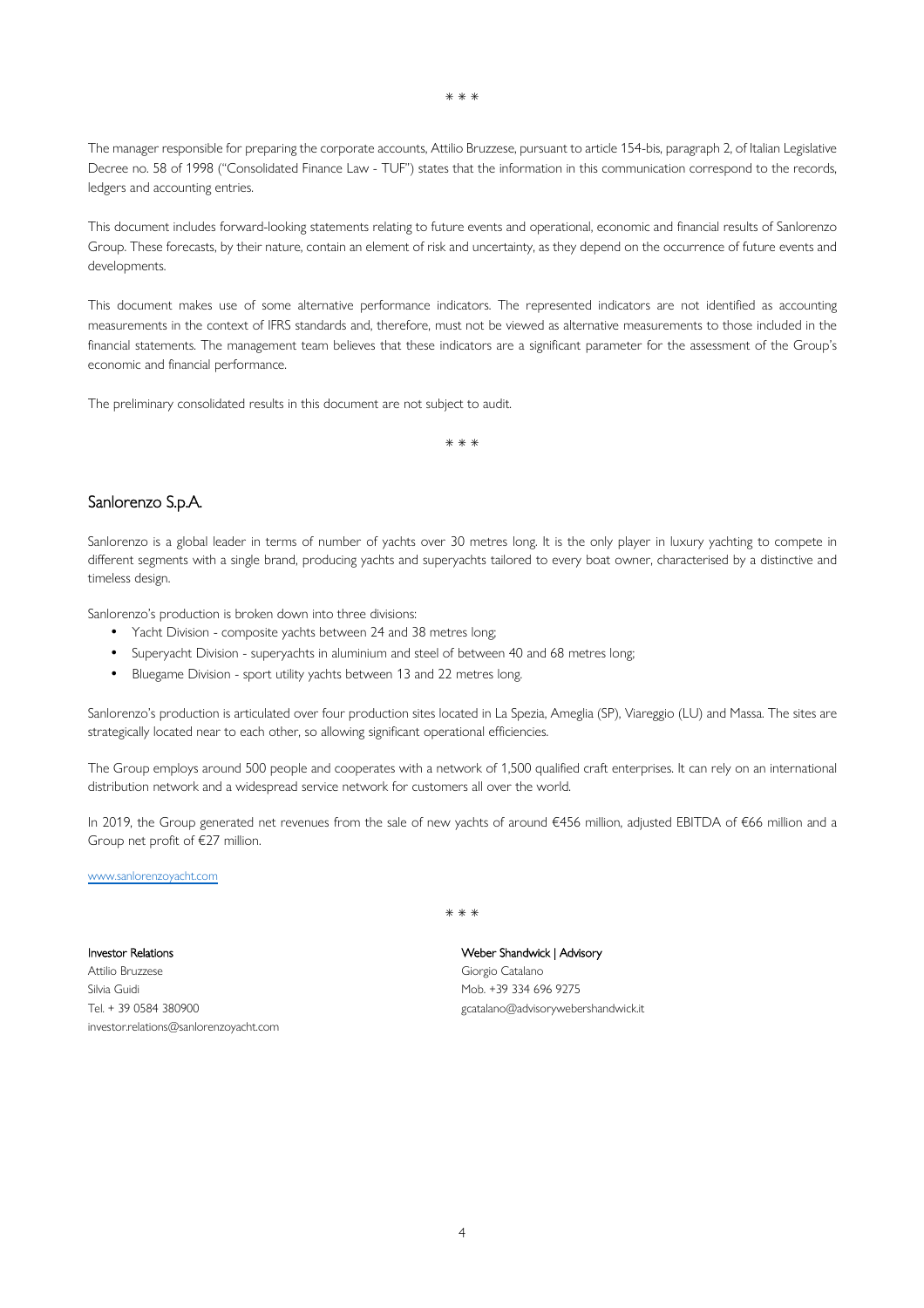\* \* \*

The manager responsible for preparing the corporate accounts, Attilio Bruzzese, pursuant to article 154-bis, paragraph 2, of Italian Legislative Decree no. 58 of 1998 ("Consolidated Finance Law - TUF") states that the information in this communication correspond to the records, ledgers and accounting entries.

This document includes forward-looking statements relating to future events and operational, economic and financial results of Sanlorenzo Group. These forecasts, by their nature, contain an element of risk and uncertainty, as they depend on the occurrence of future events and developments.

This document makes use of some alternative performance indicators. The represented indicators are not identified as accounting measurements in the context of IFRS standards and, therefore, must not be viewed as alternative measurements to those included in the financial statements. The management team believes that these indicators are a significant parameter for the assessment of the Group's economic and financial performance.

The preliminary consolidated results in this document are not subject to audit.

\* \* \*

## Sanlorenzo S.p.A.

Sanlorenzo is a global leader in terms of number of yachts over 30 metres long. It is the only player in luxury yachting to compete in different segments with a single brand, producing yachts and superyachts tailored to every boat owner, characterised by a distinctive and timeless design.

Sanlorenzo's production is broken down into three divisions:

- Yacht Division - composite yachts between 24 and 38 metres long;
- Superyacht Division - superyachts in aluminium and steel of between 40 and 68 metres long;
- Bluegame Division - sport utility yachts between 13 and 22 metres long.

Sanlorenzo's production is articulated over four production sites located in La Spezia, Ameglia (SP), Viareggio (LU) and Massa. The sites are strategically located near to each other, so allowing significant operational efficiencies.

The Group employs around 500 people and cooperates with a network of 1,500 qualified craft enterprises. It can rely on an international distribution network and a widespread service network for customers all over the world.

In 2019, the Group generated net revenues from the sale of new yachts of around €456 million, adjusted EBITDA of €66 million and a Group net profit of €27 million.

www.sanlorenzoyacht.com

\* \* \*

**Investor Relations**
Attilio Bruzzese
Silvia Guidi
Tel. + 39 0584 380900
investor.relations@sanlorenzoyacht.com

**Weber Shandwick | Advisory**
Giorgio Catalano
Mob. +39 334 696 9275
gcatalano@advisorywebershandwick.it